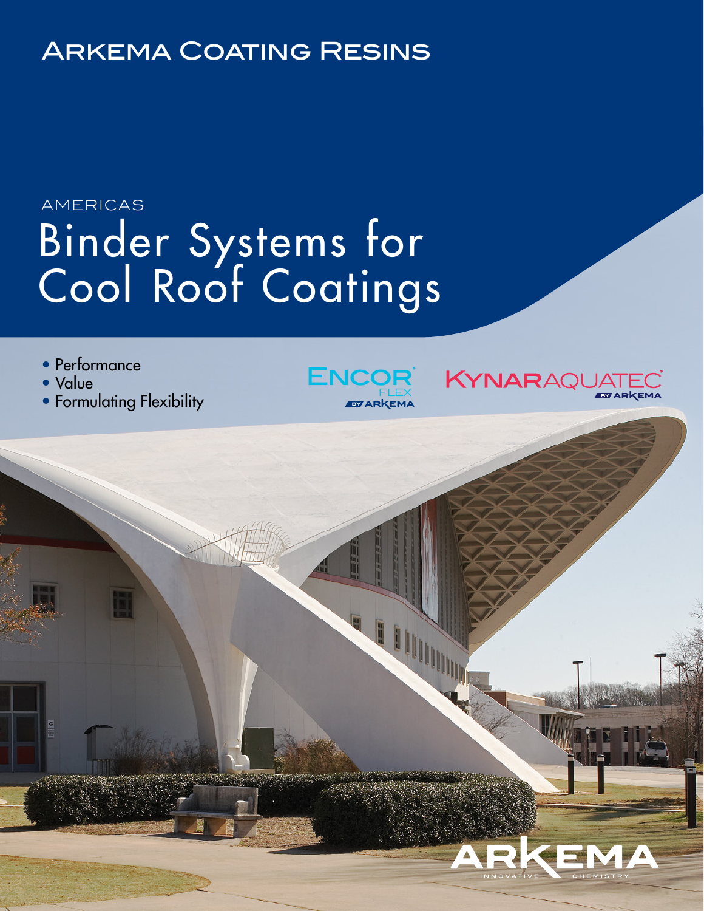# Arkema Coating Resins

AMERICAS

# Binder Systems for Cool Roof Coatings

- Performance
- Value
- Formulating Flexibility

ENCOR® FLEX BY ARKEMA

KYNAR AQUATEC® BY ARKEMA

ARKEMA INNOVATIVE CHEMISTRY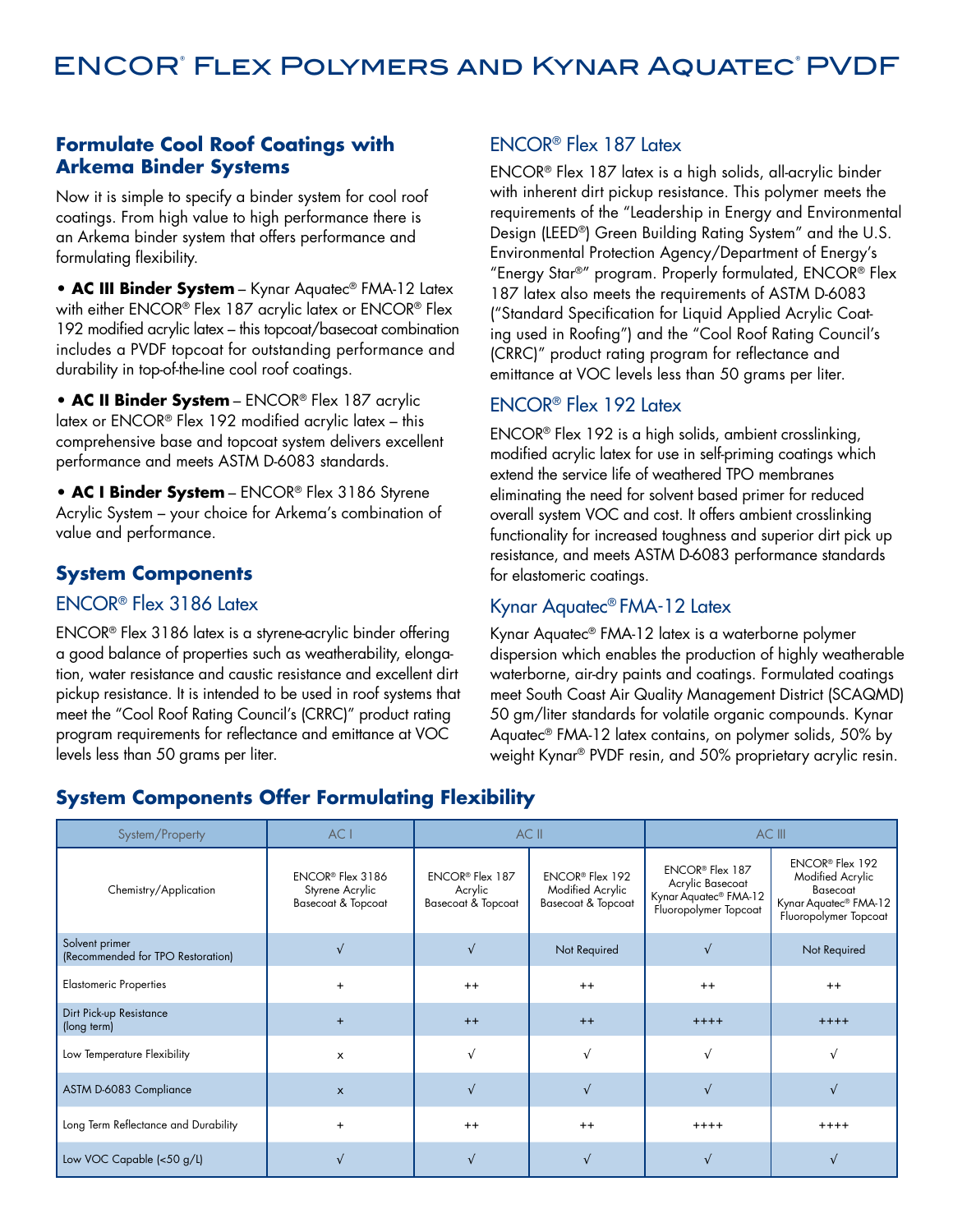# ENCOR® Flex Polymers and Kynar Aquatec® PVDF

## Formulate Cool Roof Coatings with Arkema Binder Systems

Now it is simple to specify a binder system for cool roof coatings. From high value to high performance there is an Arkema binder system that offers performance and formulating flexibility.

- **AC III Binder System** – Kynar Aquatec® FMA-12 Latex with either ENCOR® Flex 187 acrylic latex or ENCOR® Flex 192 modified acrylic latex – this topcoat/basecoat combination includes a PVDF topcoat for outstanding performance and durability in top-of-the-line cool roof coatings.
- **AC II Binder System** – ENCOR® Flex 187 acrylic latex or ENCOR® Flex 192 modified acrylic latex – this comprehensive base and topcoat system delivers excellent performance and meets ASTM D-6083 standards.
- **AC I Binder System** – ENCOR® Flex 3186 Styrene Acrylic System – your choice for Arkema's combination of value and performance.

## System Components

### ENCOR® Flex 3186 Latex

ENCOR® Flex 3186 latex is a styrene-acrylic binder offering a good balance of properties such as weatherability, elongation, water resistance and caustic resistance and excellent dirt pickup resistance. It is intended to be used in roof systems that meet the "Cool Roof Rating Council's (CRRC)" product rating program requirements for reflectance and emittance at VOC levels less than 50 grams per liter.

### ENCOR® Flex 187 Latex

ENCOR® Flex 187 latex is a high solids, all-acrylic binder with inherent dirt pickup resistance. This polymer meets the requirements of the "Leadership in Energy and Environmental Design (LEED®) Green Building Rating System" and the U.S. Environmental Protection Agency/Department of Energy's "Energy Star®" program. Properly formulated, ENCOR® Flex 187 latex also meets the requirements of ASTM D-6083 ("Standard Specification for Liquid Applied Acrylic Coating used in Roofing") and the "Cool Roof Rating Council's (CRRC)" product rating program for reflectance and emittance at VOC levels less than 50 grams per liter.

### ENCOR® Flex 192 Latex

ENCOR® Flex 192 is a high solids, ambient crosslinking, modified acrylic latex for use in self-priming coatings which extend the service life of weathered TPO membranes eliminating the need for solvent based primer for reduced overall system VOC and cost. It offers ambient crosslinking functionality for increased toughness and superior dirt pick up resistance, and meets ASTM D-6083 performance standards for elastomeric coatings.

### Kynar Aquatec® FMA-12 Latex

Kynar Aquatec® FMA-12 latex is a waterborne polymer dispersion which enables the production of highly weatherable waterborne, air-dry paints and coatings. Formulated coatings meet South Coast Air Quality Management District (SCAQMD) 50 gm/liter standards for volatile organic compounds. Kynar Aquatec® FMA-12 latex contains, on polymer solids, 50% by weight Kynar® PVDF resin, and 50% proprietary acrylic resin.

## System Components Offer Formulating Flexibility

| System/Property | AC I | AC II | | AC III | |
|---|---|---|---|---|---|
| Chemistry/Application | ENCOR® Flex 3186 Styrene Acrylic Basecoat & Topcoat | ENCOR® Flex 187 Acrylic Basecoat & Topcoat | ENCOR® Flex 192 Modified Acrylic Basecoat & Topcoat | ENCOR® Flex 187 Acrylic Basecoat Kynar Aquatec® FMA-12 Fluoropolymer Topcoat | ENCOR® Flex 192 Modified Acrylic Basecoat Kynar Aquatec® FMA-12 Fluoropolymer Topcoat |
| Solvent primer (Recommended for TPO Restoration) | √ | √ | Not Required | √ | Not Required |
| Elastomeric Properties | + | ++ | ++ | ++ | ++ |
| Dirt Pick-up Resistance (long term) | + | ++ | ++ | ++++ | ++++ |
| Low Temperature Flexibility | x | √ | √ | √ | √ |
| ASTM D-6083 Compliance | x | √ | √ | √ | √ |
| Long Term Reflectance and Durability | + | ++ | ++ | ++++ | ++++ |
| Low VOC Capable (<50 g/L) | √ | √ | √ | √ | √ |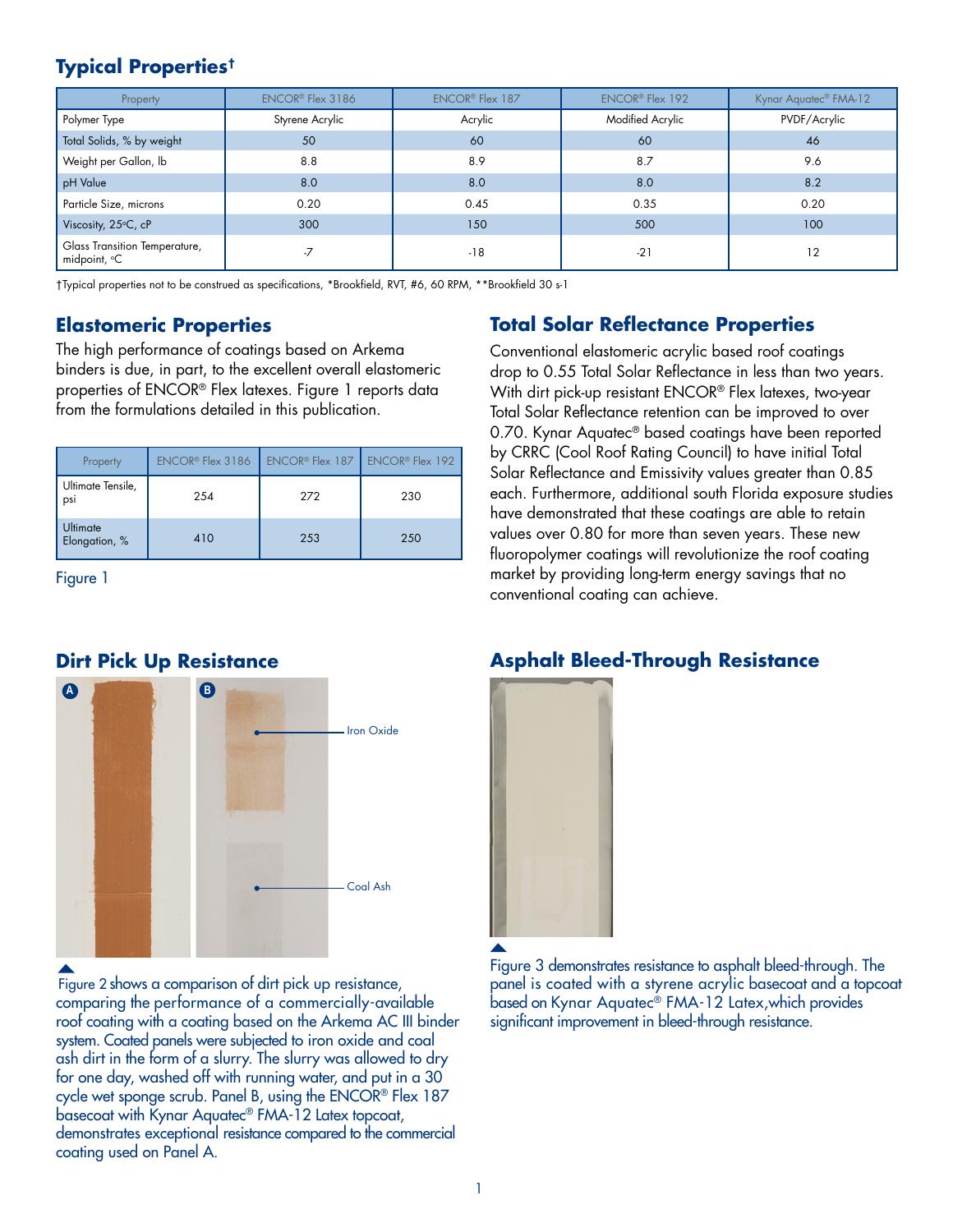## Typical Properties†

| Property | ENCOR® Flex 3186 | ENCOR® Flex 187 | ENCOR® Flex 192 | Kynar Aquatec® FMA-12 |
|---|---|---|---|---|
| Polymer Type | Styrene Acrylic | Acrylic | Modified Acrylic | PVDF/Acrylic |
| Total Solids, % by weight | 50 | 60 | 60 | 46 |
| Weight per Gallon, lb | 8.8 | 8.9 | 8.7 | 9.6 |
| pH Value | 8.0 | 8.0 | 8.0 | 8.2 |
| Particle Size, microns | 0.20 | 0.45 | 0.35 | 0.20 |
| Viscosity, 25°C, cP | 300 | 150 | 500 | 100 |
| Glass Transition Temperature, midpoint, °C | -7 | -18 | -21 | 12 |

†Typical properties not to be construed as specifications, *Brookfield, RVT, #6, 60 RPM, **Brookfield 30 s-1

## Elastomeric Properties

The high performance of coatings based on Arkema binders is due, in part, to the excellent overall elastomeric properties of ENCOR® Flex latexes. Figure 1 reports data from the formulations detailed in this publication.

| Property | ENCOR® Flex 3186 | ENCOR® Flex 187 | ENCOR® Flex 192 |
|---|---|---|---|
| Ultimate Tensile, psi | 254 | 272 | 230 |
| Ultimate Elongation, % | 410 | 253 | 250 |

Figure 1

## Total Solar Reflectance Properties

Conventional elastomeric acrylic based roof coatings drop to 0.55 Total Solar Reflectance in less than two years. With dirt pick-up resistant ENCOR® Flex latexes, two-year Total Solar Reflectance retention can be improved to over 0.70. Kynar Aquatec® based coatings have been reported by CRRC (Cool Roof Rating Council) to have initial Total Solar Reflectance and Emissivity values greater than 0.85 each. Furthermore, additional south Florida exposure studies have demonstrated that these coatings are able to retain values over 0.80 for more than seven years. These new fluoropolymer coatings will revolutionize the roof coating market by providing long-term energy savings that no conventional coating can achieve.

## Dirt Pick Up Resistance

A B

Iron Oxide

Coal Ash

Figure 2 shows a comparison of dirt pick up resistance, comparing the performance of a commercially-available roof coating with a coating based on the Arkema AC III binder system. Coated panels were subjected to iron oxide and coal ash dirt in the form of a slurry. The slurry was allowed to dry for one day, washed off with running water, and put in a 30 cycle wet sponge scrub. Panel B, using the ENCOR® Flex 187 basecoat with Kynar Aquatec® FMA-12 Latex topcoat, demonstrates exceptional resistance compared to the commercial coating used on Panel A.

## Asphalt Bleed-Through Resistance

Figure 3 demonstrates resistance to asphalt bleed-through. The panel is coated with a styrene acrylic basecoat and a topcoat based on Kynar Aquatec® FMA-12 Latex,which provides significant improvement in bleed-through resistance.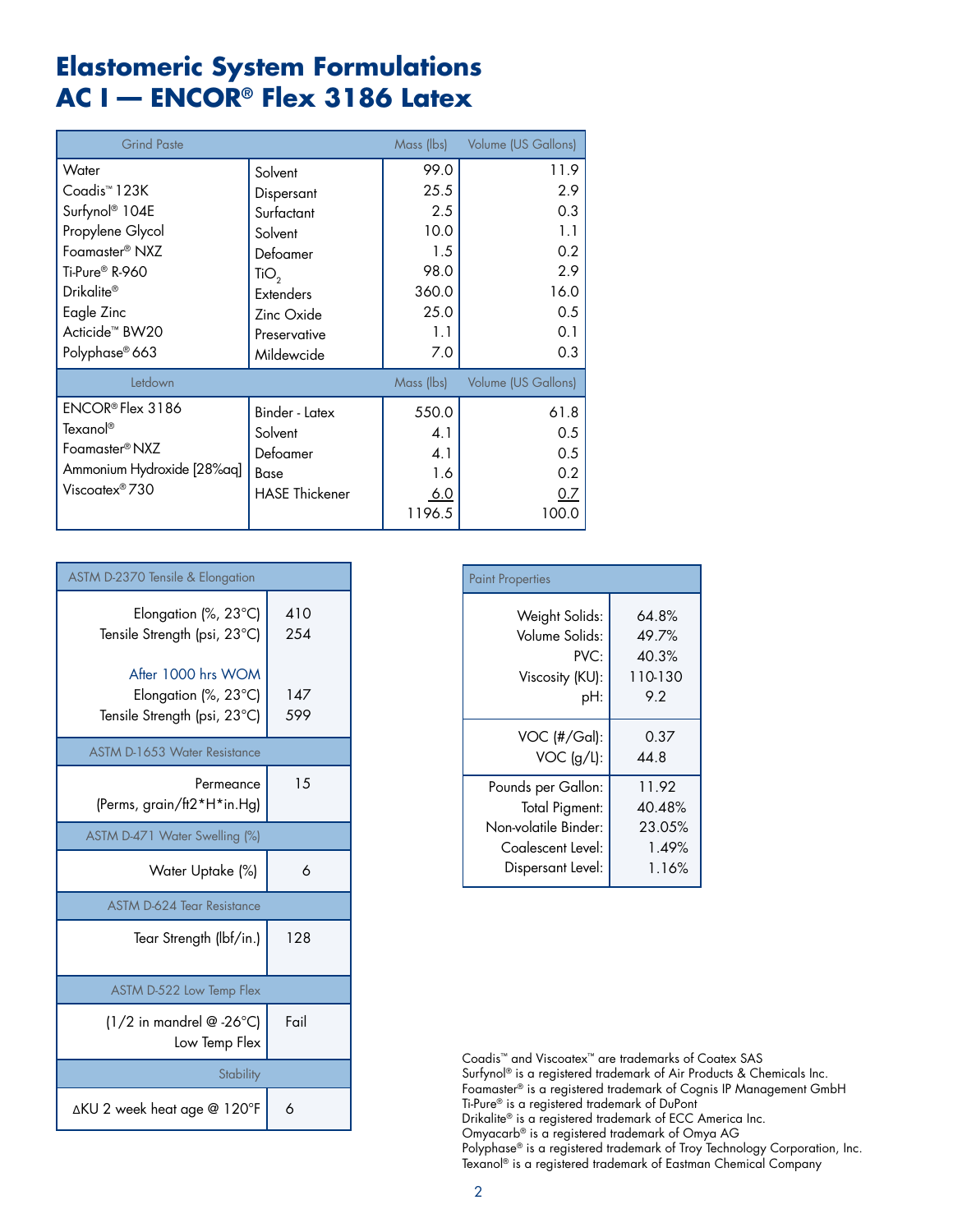# Elastomeric System Formulations
# AC I — ENCOR® Flex 3186 Latex

| Grind Paste | | Mass (lbs) | Volume (US Gallons) |
|---|---|---|---|
| Water | Solvent | 99.0 | 11.9 |
| Coadis™ 123K | Dispersant | 25.5 | 2.9 |
| Surfynol® 104E | Surfactant | 2.5 | 0.3 |
| Propylene Glycol | Solvent | 10.0 | 1.1 |
| Foamaster® NXZ | Defoamer | 1.5 | 0.2 |
| Ti-Pure® R-960 | $TiO_2$ | 98.0 | 2.9 |
| Drikalite® | Extenders | 360.0 | 16.0 |
| Eagle Zinc | Zinc Oxide | 25.0 | 0.5 |
| Acticide™ BW20 | Preservative | 1.1 | 0.1 |
| Polyphase® 663 | Mildewcide | 7.0 | 0.3 |
| **Letdown** | | **Mass (lbs)** | **Volume (US Gallons)** |
| ENCOR® Flex 3186 | Binder - Latex | 550.0 | 61.8 |
| Texanol® | Solvent | 4.1 | 0.5 |
| Foamaster® NXZ | Defoamer | 4.1 | 0.5 |
| Ammonium Hydroxide [28%aq] | Base | 1.6 | 0.2 |
| Viscoatex® 730 | HASE Thickener | 6.0 | 0.7 |
| | | 1196.5 | 100.0 |

| ASTM D-2370 Tensile & Elongation | |
|---|---|
| Elongation (%, 23°C) | 410 |
| Tensile Strength (psi, 23°C) | 254 |
| After 1000 hrs WOM | |
| Elongation (%, 23°C) | 147 |
| Tensile Strength (psi, 23°C) | 599 |
| **ASTM D-1653 Water Resistance** | |
| Permeance (Perms, grain/ft2*H*in.Hg) | 15 |
| **ASTM D-471 Water Swelling (%)** | |
| Water Uptake (%) | 6 |
| **ASTM D-624 Tear Resistance** | |
| Tear Strength (lbf/in.) | 128 |
| **ASTM D-522 Low Temp Flex** | |
| (1/2 in mandrel @ -26°C) Low Temp Flex | Fail |
| **Stability** | |
| ΔKU 2 week heat age @ 120°F | 6 |

| Paint Properties | |
|---|---|
| Weight Solids: | 64.8% |
| Volume Solids: | 49.7% |
| PVC: | 40.3% |
| Viscosity (KU): | 110-130 |
| pH: | 9.2 |
| VOC (#/Gal): | 0.37 |
| VOC (g/L): | 44.8 |
| Pounds per Gallon: | 11.92 |
| Total Pigment: | 40.48% |
| Non-volatile Binder: | 23.05% |
| Coalescent Level: | 1.49% |
| Dispersant Level: | 1.16% |

Coadis™ and Viscoatex™ are trademarks of Coatex SAS
Surfynol® is a registered trademark of Air Products & Chemicals Inc.
Foamaster® is a registered trademark of Cognis IP Management GmbH
Ti-Pure® is a registered trademark of DuPont
Drikalite® is a registered trademark of ECC America Inc.
Omyacarb® is a registered trademark of Omya AG
Polyphase® is a registered trademark of Troy Technology Corporation, Inc.
Texanol® is a registered trademark of Eastman Chemical Company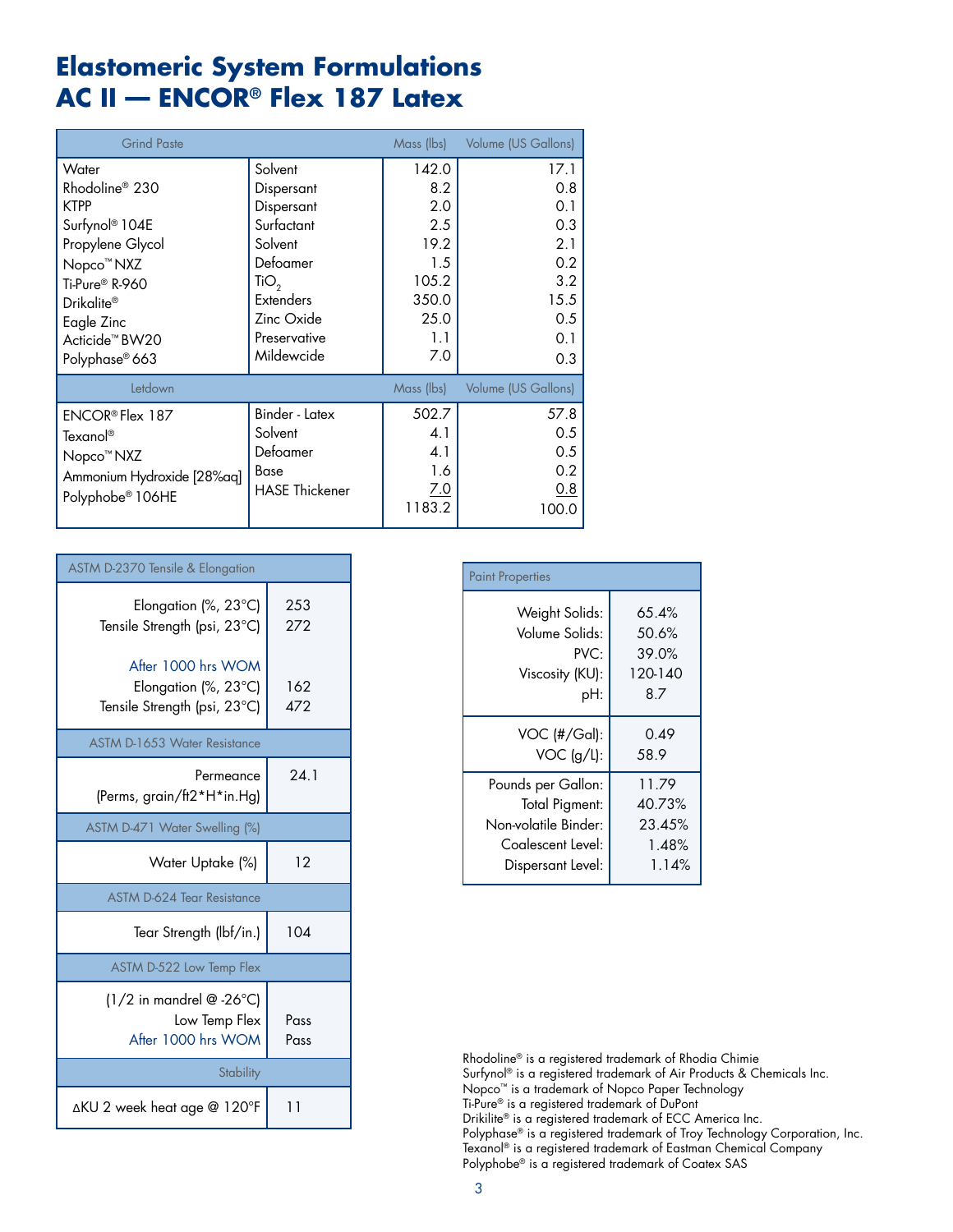# Elastomeric System Formulations
# AC II — ENCOR® Flex 187 Latex

| Grind Paste | | Mass (lbs) | Volume (US Gallons) |
|---|---|---|---|
| Water | Solvent | 142.0 | 17.1 |
| Rhodoline® 230 | Dispersant | 8.2 | 0.8 |
| KTPP | Dispersant | 2.0 | 0.1 |
| Surfynol® 104E | Surfactant | 2.5 | 0.3 |
| Propylene Glycol | Solvent | 19.2 | 2.1 |
| Nopco™ NXZ | Defoamer | 1.5 | 0.2 |
| Ti-Pure® R-960 | $TiO_2$ | 105.2 | 3.2 |
| Drikalite® | Extenders | 350.0 | 15.5 |
| Eagle Zinc | Zinc Oxide | 25.0 | 0.5 |
| Acticide™ BW20 | Preservative | 1.1 | 0.1 |
| Polyphase® 663 | Mildewcide | 7.0 | 0.3 |
| **Letdown** | | **Mass (lbs)** | **Volume (US Gallons)** |
| ENCOR® Flex 187 | Binder - Latex | 502.7 | 57.8 |
| Texanol® | Solvent | 4.1 | 0.5 |
| Nopco™ NXZ | Defoamer | 4.1 | 0.5 |
| Ammonium Hydroxide [28%aq] | Base | 1.6 | 0.2 |
| Polyphobe® 106HE | HASE Thickener | 7.0 | 0.8 |
| | | 1183.2 | 100.0 |

| ASTM D-2370 Tensile & Elongation | |
|---|---|
| Elongation (%, 23°C) | 253 |
| Tensile Strength (psi, 23°C) | 272 |
| After 1000 hrs WOM | |
| Elongation (%, 23°C) | 162 |
| Tensile Strength (psi, 23°C) | 472 |
| **ASTM D-1653 Water Resistance** | |
| Permeance (Perms, grain/ft2*H*in.Hg) | 24.1 |
| **ASTM D-471 Water Swelling (%)** | |
| Water Uptake (%) | 12 |
| **ASTM D-624 Tear Resistance** | |
| Tear Strength (lbf/in.) | 104 |
| **ASTM D-522 Low Temp Flex** | |
| (1/2 in mandrel @ -26°C) Low Temp Flex | Pass |
| After 1000 hrs WOM | Pass |
| **Stability** | |
| ΔKU 2 week heat age @ 120°F | 11 |

| Paint Properties | |
|---|---|
| Weight Solids: | 65.4% |
| Volume Solids: | 50.6% |
| PVC: | 39.0% |
| Viscosity (KU): | 120-140 |
| pH: | 8.7 |
| VOC (#/Gal): | 0.49 |
| VOC (g/L): | 58.9 |
| Pounds per Gallon: | 11.79 |
| Total Pigment: | 40.73% |
| Non-volatile Binder: | 23.45% |
| Coalescent Level: | 1.48% |
| Dispersant Level: | 1.14% |

Rhodoline® is a registered trademark of Rhodia Chimie
Surfynol® is a registered trademark of Air Products & Chemicals Inc.
Nopco™ is a trademark of Nopco Paper Technology
Ti-Pure® is a registered trademark of DuPont
Drikilite® is a registered trademark of ECC America Inc.
Polyphase® is a registered trademark of Troy Technology Corporation, Inc.
Texanol® is a registered trademark of Eastman Chemical Company
Polyphobe® is a registered trademark of Coatex SAS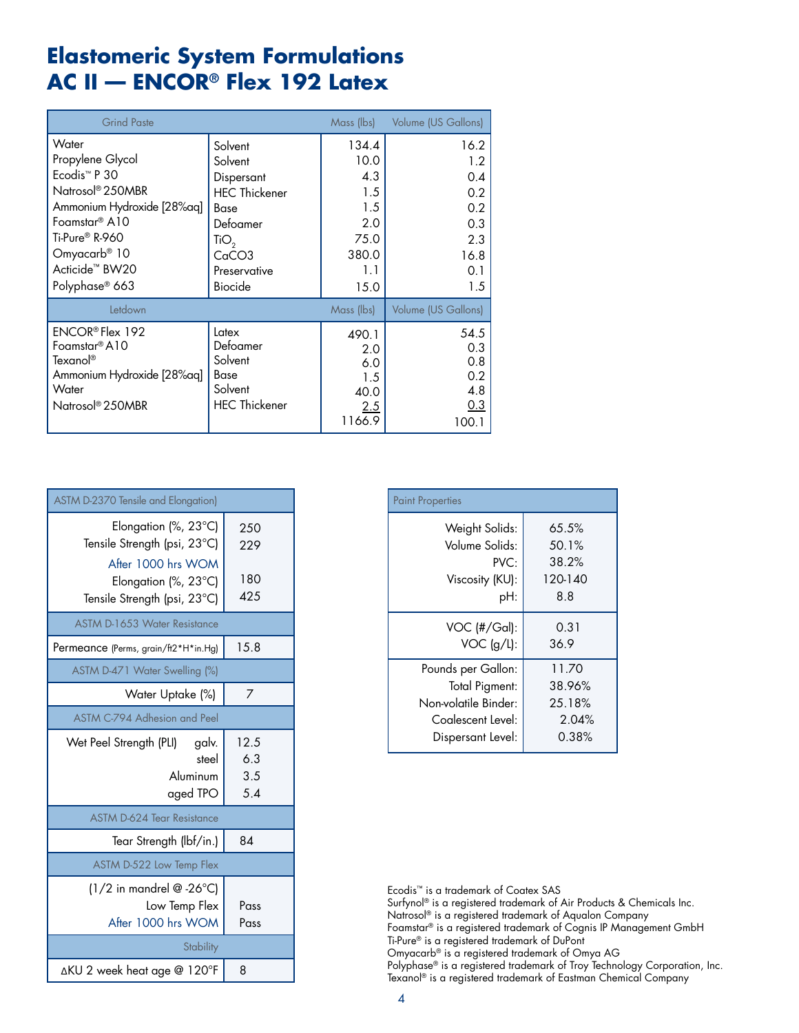# Elastomeric System Formulations
# AC II — ENCOR® Flex 192 Latex

| Grind Paste | | Mass (lbs) | Volume (US Gallons) |
|---|---|---|---|
| Water | Solvent | 134.4 | 16.2 |
| Propylene Glycol | Solvent | 10.0 | 1.2 |
| Ecodis™ P 30 | Dispersant | 4.3 | 0.4 |
| Natrosol® 250MBR | HEC Thickener | 1.5 | 0.2 |
| Ammonium Hydroxide [28%aq] | Base | 1.5 | 0.2 |
| Foamstar® A10 | Defoamer | 2.0 | 0.3 |
| Ti-Pure® R-960 | $TiO_2$ | 75.0 | 2.3 |
| Omyacarb® 10 | CaCO3 | 380.0 | 16.8 |
| Acticide™ BW20 | Preservative | 1.1 | 0.1 |
| Polyphase® 663 | Biocide | 15.0 | 1.5 |
| **Letdown** | | **Mass (lbs)** | **Volume (US Gallons)** |
| ENCOR® Flex 192 | Latex | 490.1 | 54.5 |
| Foamstar® A10 | Defoamer | 2.0 | 0.3 |
| Texanol® | Solvent | 6.0 | 0.8 |
| Ammonium Hydroxide [28%aq] | Base | 1.5 | 0.2 |
| Water | Solvent | 40.0 | 4.8 |
| Natrosol® 250MBR | HEC Thickener | 2.5 | 0.3 |
| | | 1166.9 | 100.1 |

| ASTM D-2370 Tensile and Elongation) | |
|---|---|
| Elongation (%, 23°C) | 250 |
| Tensile Strength (psi, 23°C) | 229 |
| After 1000 hrs WOM | |
| Elongation (%, 23°C) | 180 |
| Tensile Strength (psi, 23°C) | 425 |
| **ASTM D-1653 Water Resistance** | |
| Permeance (Perms, grain/ft2*H*in.Hg) | 15.8 |
| **ASTM D-471 Water Swelling (%)** | |
| Water Uptake (%) | 7 |
| **ASTM C-794 Adhesion and Peel** | |
| Wet Peel Strength (PLI) galv. | 12.5 |
| steel | 6.3 |
| Aluminum | 3.5 |
| aged TPO | 5.4 |
| **ASTM D-624 Tear Resistance** | |
| Tear Strength (lbf/in.) | 84 |
| **ASTM D-522 Low Temp Flex** | |
| (1/2 in mandrel @ -26°C) | |
| Low Temp Flex | Pass |
| After 1000 hrs WOM | Pass |
| **Stability** | |
| ΔKU 2 week heat age @ 120°F | 8 |

| Paint Properties | |
|---|---|
| Weight Solids: | 65.5% |
| Volume Solids: | 50.1% |
| PVC: | 38.2% |
| Viscosity (KU): | 120-140 |
| pH: | 8.8 |
| VOC (#/Gal): | 0.31 |
| VOC (g/L): | 36.9 |
| Pounds per Gallon: | 11.70 |
| Total Pigment: | 38.96% |
| Non-volatile Binder: | 25.18% |
| Coalescent Level: | 2.04% |
| Dispersant Level: | 0.38% |

Ecodis™ is a trademark of Coatex SAS
Surfynol® is a registered trademark of Air Products & Chemicals Inc.
Natrosol® is a registered trademark of Aqualon Company
Foamstar® is a registered trademark of Cognis IP Management GmbH
Ti-Pure® is a registered trademark of DuPont
Omyacarb® is a registered trademark of Omya AG
Polyphase® is a registered trademark of Troy Technology Corporation, Inc.
Texanol® is a registered trademark of Eastman Chemical Company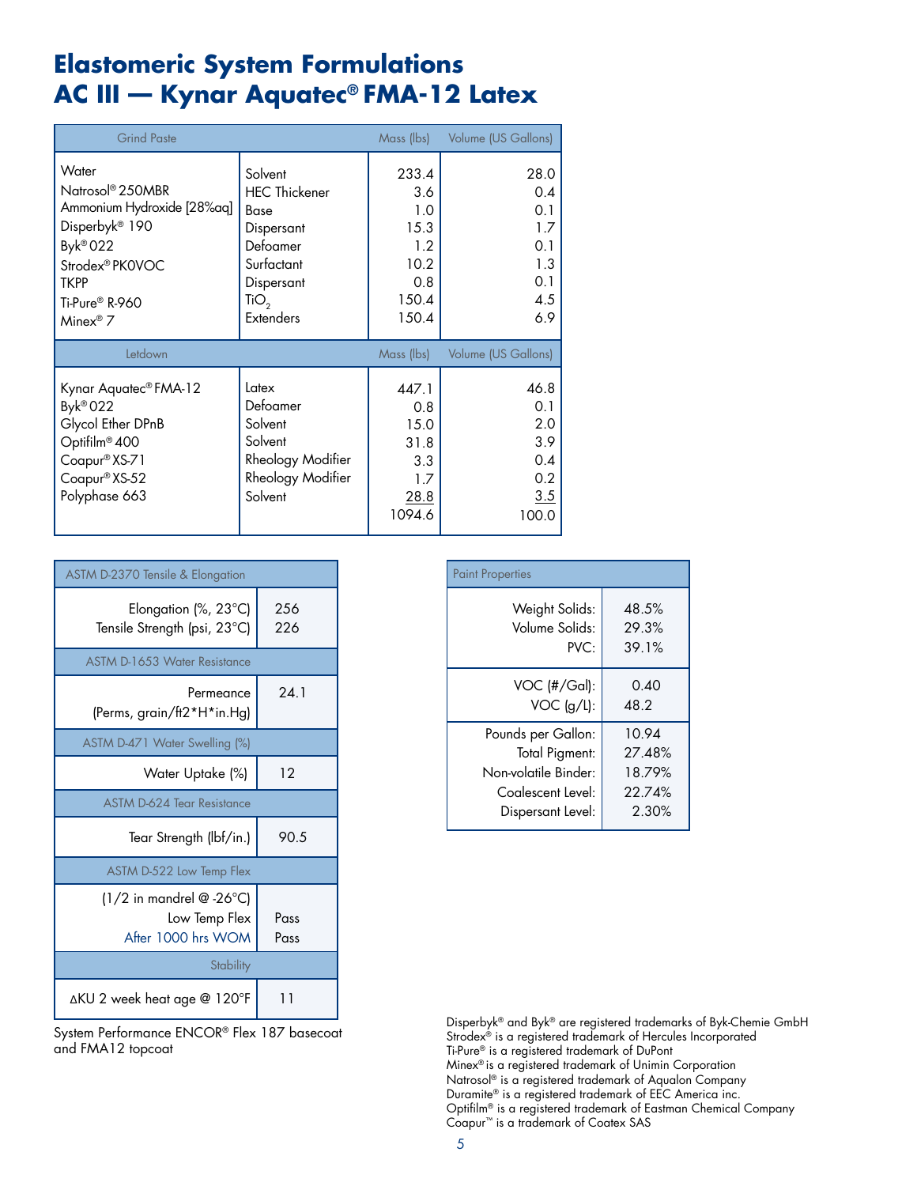# Elastomeric System Formulations
# AC III — Kynar Aquatec® FMA-12 Latex

| Grind Paste | | Mass (lbs) | Volume (US Gallons) |
|---|---|---|---|
| Water | Solvent | 233.4 | 28.0 |
| Natrosol® 250MBR | HEC Thickener | 3.6 | 0.4 |
| Ammonium Hydroxide [28%aq] | Base | 1.0 | 0.1 |
| Disperbyk® 190 | Dispersant | 15.3 | 1.7 |
| Byk® 022 | Defoamer | 1.2 | 0.1 |
| Strodex® PK0VOC | Surfactant | 10.2 | 1.3 |
| TKPP | Dispersant | 0.8 | 0.1 |
| Ti-Pure® R-960 | $TiO_2$ | 150.4 | 4.5 |
| Minex® 7 | Extenders | 150.4 | 6.9 |
| **Letdown** | | **Mass (lbs)** | **Volume (US Gallons)** |
| Kynar Aquatec® FMA-12 | Latex | 447.1 | 46.8 |
| Byk® 022 | Defoamer | 0.8 | 0.1 |
| Glycol Ether DPnB | Solvent | 15.0 | 2.0 |
| Optifilm® 400 | Solvent | 31.8 | 3.9 |
| Coapur® XS-71 | Rheology Modifier | 3.3 | 0.4 |
| Coapur® XS-52 | Rheology Modifier | 1.7 | 0.2 |
| Polyphase 663 | Solvent | 28.8 | 3.5 |
| | | 1094.6 | 100.0 |

| ASTM D-2370 Tensile & Elongation | |
|---|---|
| Elongation (%, 23°C) | 256 |
| Tensile Strength (psi, 23°C) | 226 |
| **ASTM D-1653 Water Resistance** | |
| Permeance (Perms, grain/ft2*H*in.Hg) | 24.1 |
| **ASTM D-471 Water Swelling (%)** | |
| Water Uptake (%) | 12 |
| **ASTM D-624 Tear Resistance** | |
| Tear Strength (lbf/in.) | 90.5 |
| **ASTM D-522 Low Temp Flex** | |
| (1/2 in mandrel @ -26°C) Low Temp Flex | Pass |
| After 1000 hrs WOM | Pass |
| **Stability** | |
| ΔKU 2 week heat age @ 120°F | 11 |

System Performance ENCOR® Flex 187 basecoat and FMA12 topcoat

| Paint Properties | |
|---|---|
| Weight Solids: | 48.5% |
| Volume Solids: | 29.3% |
| PVC: | 39.1% |
| VOC (#/Gal): | 0.40 |
| VOC (g/L): | 48.2 |
| Pounds per Gallon: | 10.94 |
| Total Pigment: | 27.48% |
| Non-volatile Binder: | 18.79% |
| Coalescent Level: | 22.74% |
| Dispersant Level: | 2.30% |

Disperbyk® and Byk® are registered trademarks of Byk-Chemie GmbH
Strodex® is a registered trademark of Hercules Incorporated
Ti-Pure® is a registered trademark of DuPont
Minex® is a registered trademark of Unimin Corporation
Natrosol® is a registered trademark of Aqualon Company
Duramite® is a registered trademark of EEC America inc.
Optifilm® is a registered trademark of Eastman Chemical Company
Coapur™ is a trademark of Coatex SAS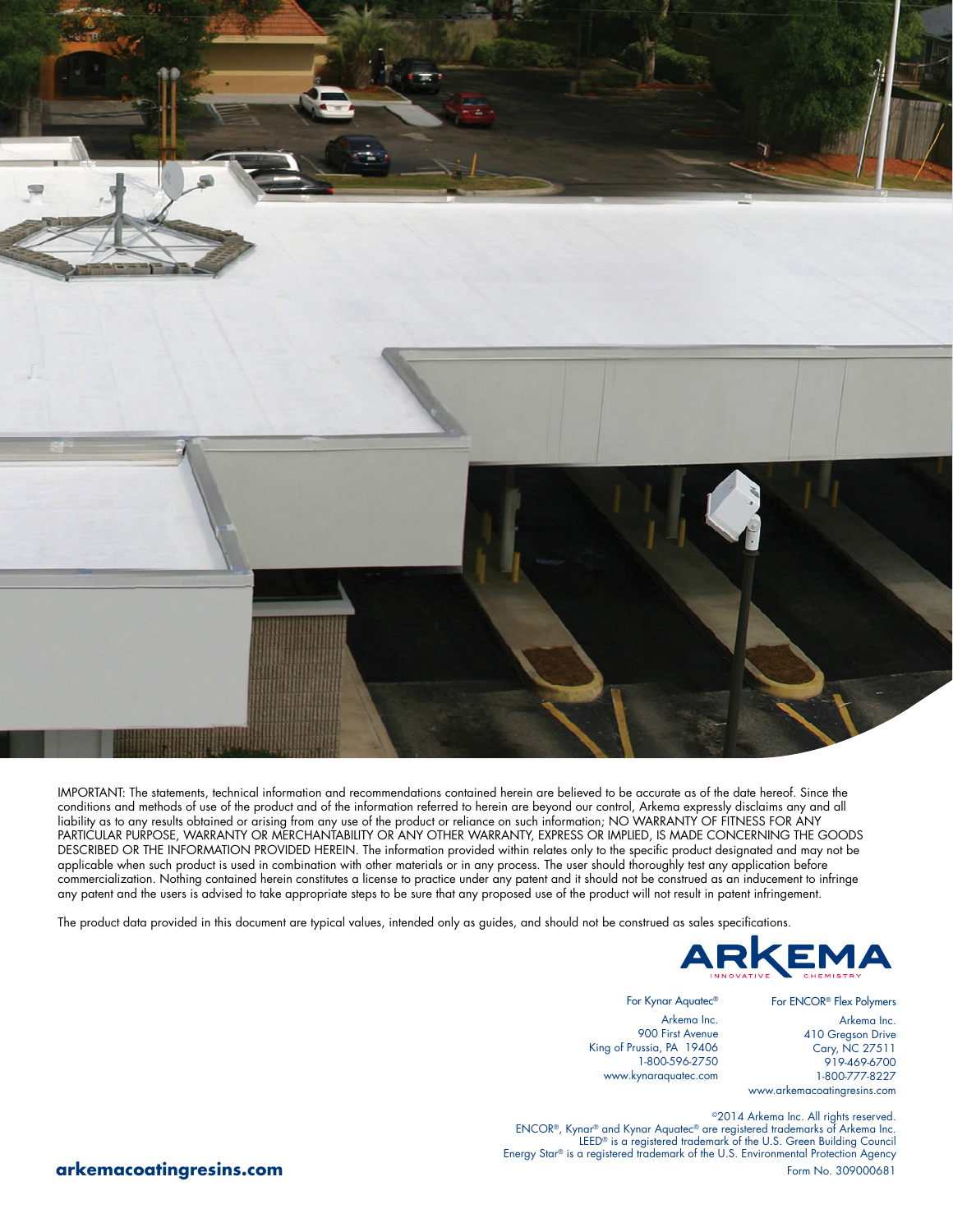IMPORTANT: The statements, technical information and recommendations contained herein are believed to be accurate as of the date hereof. Since the conditions and methods of use of the product and of the information referred to herein are beyond our control, Arkema expressly disclaims any and all liability as to any results obtained or arising from any use of the product or reliance on such information; NO WARRANTY OF FITNESS FOR ANY PARTICULAR PURPOSE, WARRANTY OR MERCHANTABILITY OR ANY OTHER WARRANTY, EXPRESS OR IMPLIED, IS MADE CONCERNING THE GOODS DESCRIBED OR THE INFORMATION PROVIDED HEREIN. The information provided within relates only to the specific product designated and may not be applicable when such product is used in combination with other materials or in any process. The user should thoroughly test any application before commercialization. Nothing contained herein constitutes a license to practice under any patent and it should not be construed as an inducement to infringe any patent and the users is advised to take appropriate steps to be sure that any proposed use of the product will not result in patent infringement.

The product data provided in this document are typical values, intended only as guides, and should not be construed as sales specifications.

ARKEMA
INNOVATIVE CHEMISTRY

For Kynar Aquatec®
Arkema Inc.
900 First Avenue
King of Prussia, PA 19406
1-800-596-2750
www.kynaraquatec.com

For ENCOR® Flex Polymers
Arkema Inc.
410 Gregson Drive
Cary, NC 27511
919-469-6700
1-800-777-8227
www.arkemacoatingresins.com

©2014 Arkema Inc. All rights reserved.
ENCOR®, Kynar® and Kynar Aquatec® are registered trademarks of Arkema Inc.
LEED® is a registered trademark of the U.S. Green Building Council
Energy Star® is a registered trademark of the U.S. Environmental Protection Agency

**arkemacoatingresins.com**

Form No. 309000681